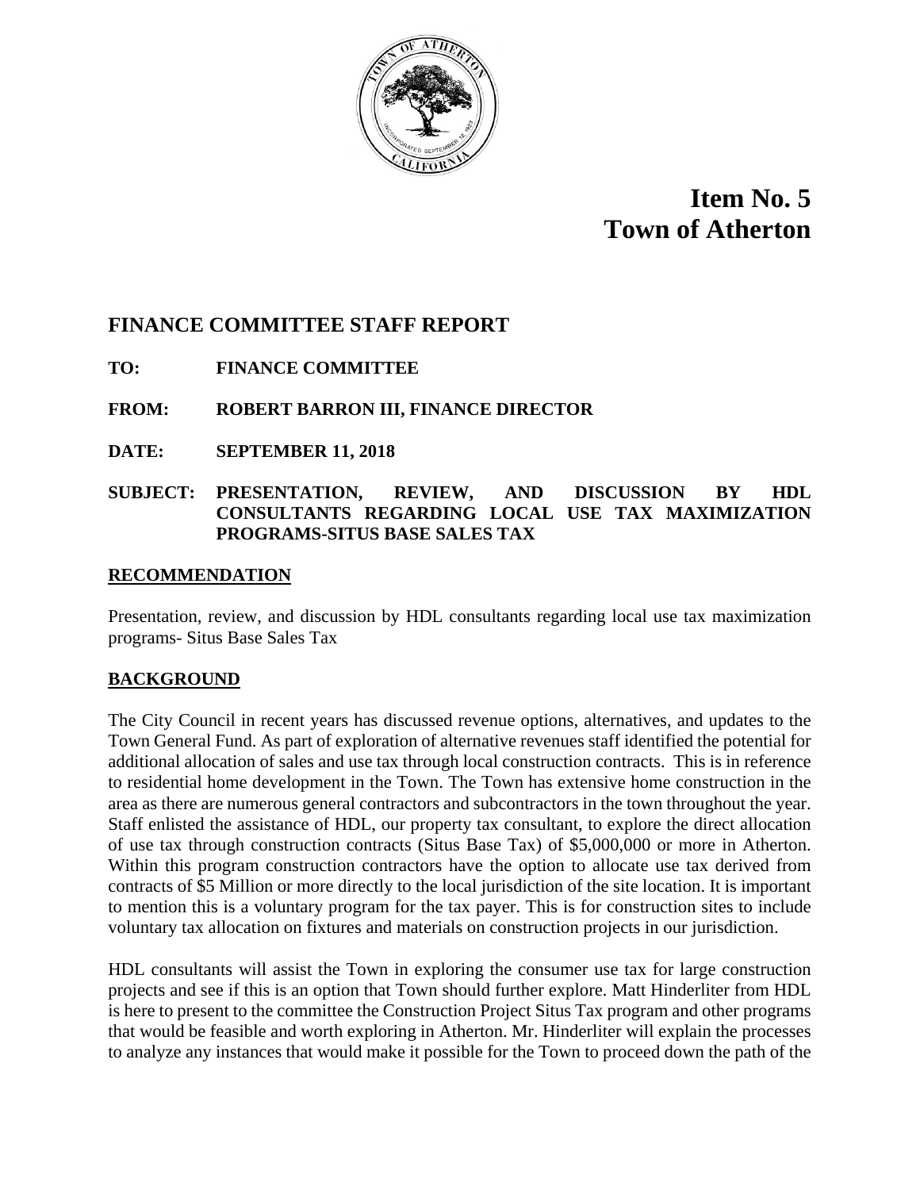# Item No. 5
# Town of Atherton

## FINANCE COMMITTEE STAFF REPORT

**TO:** FINANCE COMMITTEE

**FROM:** ROBERT BARRON III, FINANCE DIRECTOR

**DATE:** SEPTEMBER 11, 2018

**SUBJECT:** PRESENTATION, REVIEW, AND DISCUSSION BY HDL CONSULTANTS REGARDING LOCAL USE TAX MAXIMIZATION PROGRAMS-SITUS BASE SALES TAX

### RECOMMENDATION

Presentation, review, and discussion by HDL consultants regarding local use tax maximization programs- Situs Base Sales Tax

### BACKGROUND

The City Council in recent years has discussed revenue options, alternatives, and updates to the Town General Fund. As part of exploration of alternative revenues staff identified the potential for additional allocation of sales and use tax through local construction contracts. This is in reference to residential home development in the Town. The Town has extensive home construction in the area as there are numerous general contractors and subcontractors in the town throughout the year. Staff enlisted the assistance of HDL, our property tax consultant, to explore the direct allocation of use tax through construction contracts (Situs Base Tax) of $5,000,000 or more in Atherton. Within this program construction contractors have the option to allocate use tax derived from contracts of $5 Million or more directly to the local jurisdiction of the site location. It is important to mention this is a voluntary program for the tax payer. This is for construction sites to include voluntary tax allocation on fixtures and materials on construction projects in our jurisdiction.

HDL consultants will assist the Town in exploring the consumer use tax for large construction projects and see if this is an option that Town should further explore. Matt Hinderliter from HDL is here to present to the committee the Construction Project Situs Tax program and other programs that would be feasible and worth exploring in Atherton. Mr. Hinderliter will explain the processes to analyze any instances that would make it possible for the Town to proceed down the path of the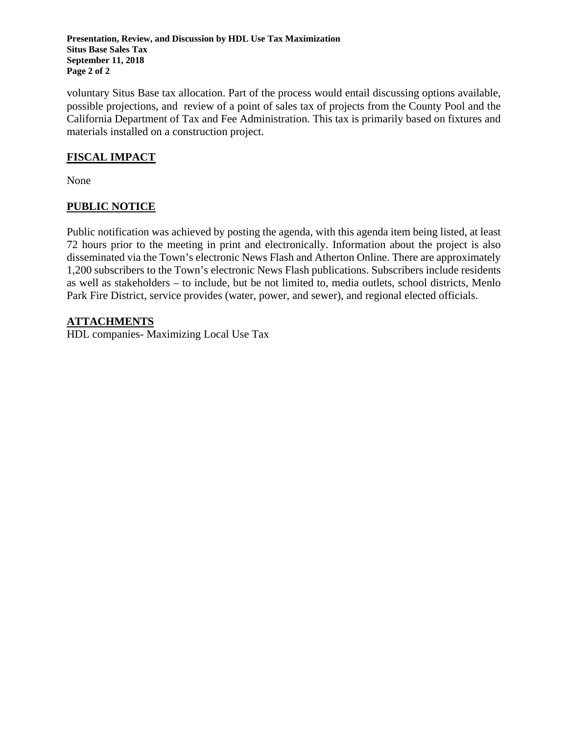voluntary Situs Base tax allocation. Part of the process would entail discussing options available, possible projections, and review of a point of sales tax of projects from the County Pool and the California Department of Tax and Fee Administration. This tax is primarily based on fixtures and materials installed on a construction project.

## FISCAL IMPACT

None

## PUBLIC NOTICE

Public notification was achieved by posting the agenda, with this agenda item being listed, at least 72 hours prior to the meeting in print and electronically. Information about the project is also disseminated via the Town's electronic News Flash and Atherton Online. There are approximately 1,200 subscribers to the Town's electronic News Flash publications. Subscribers include residents as well as stakeholders – to include, but be not limited to, media outlets, school districts, Menlo Park Fire District, service provides (water, power, and sewer), and regional elected officials.

## ATTACHMENTS

HDL companies- Maximizing Local Use Tax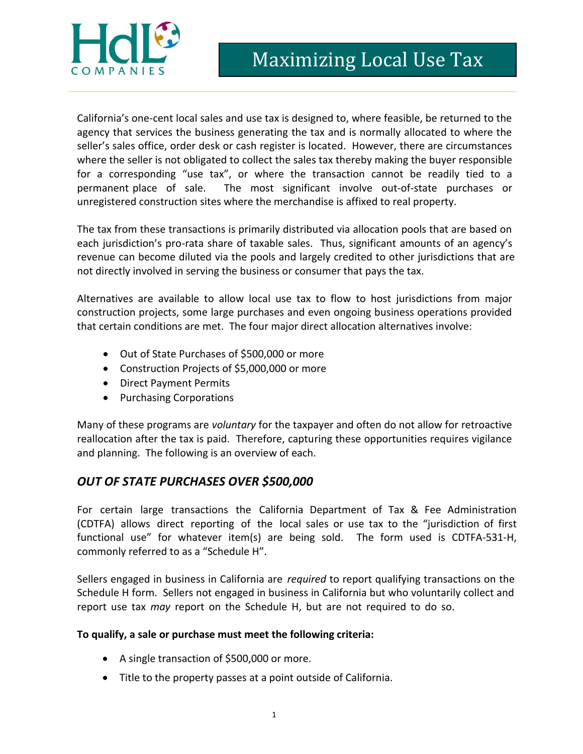# Maximizing Local Use Tax

California's one-cent local sales and use tax is designed to, where feasible, be returned to the agency that services the business generating the tax and is normally allocated to where the seller's sales office, order desk or cash register is located. However, there are circumstances where the seller is not obligated to collect the sales tax thereby making the buyer responsible for a corresponding "use tax", or where the transaction cannot be readily tied to a permanent place of sale. The most significant involve out-of-state purchases or unregistered construction sites where the merchandise is affixed to real property.

The tax from these transactions is primarily distributed via allocation pools that are based on each jurisdiction's pro-rata share of taxable sales. Thus, significant amounts of an agency's revenue can become diluted via the pools and largely credited to other jurisdictions that are not directly involved in serving the business or consumer that pays the tax.

Alternatives are available to allow local use tax to flow to host jurisdictions from major construction projects, some large purchases and even ongoing business operations provided that certain conditions are met. The four major direct allocation alternatives involve:

- Out of State Purchases of $500,000 or more
- Construction Projects of $5,000,000 or more
- Direct Payment Permits
- Purchasing Corporations

Many of these programs are *voluntary* for the taxpayer and often do not allow for retroactive reallocation after the tax is paid. Therefore, capturing these opportunities requires vigilance and planning. The following is an overview of each.

## *OUT OF STATE PURCHASES OVER $500,000*

For certain large transactions the California Department of Tax & Fee Administration (CDTFA) allows direct reporting of the local sales or use tax to the "jurisdiction of first functional use" for whatever item(s) are being sold. The form used is CDTFA-531-H, commonly referred to as a "Schedule H".

Sellers engaged in business in California are *required* to report qualifying transactions on the Schedule H form. Sellers not engaged in business in California but who voluntarily collect and report use tax *may* report on the Schedule H, but are not required to do so.

**To qualify, a sale or purchase must meet the following criteria:**

- A single transaction of $500,000 or more.
- Title to the property passes at a point outside of California.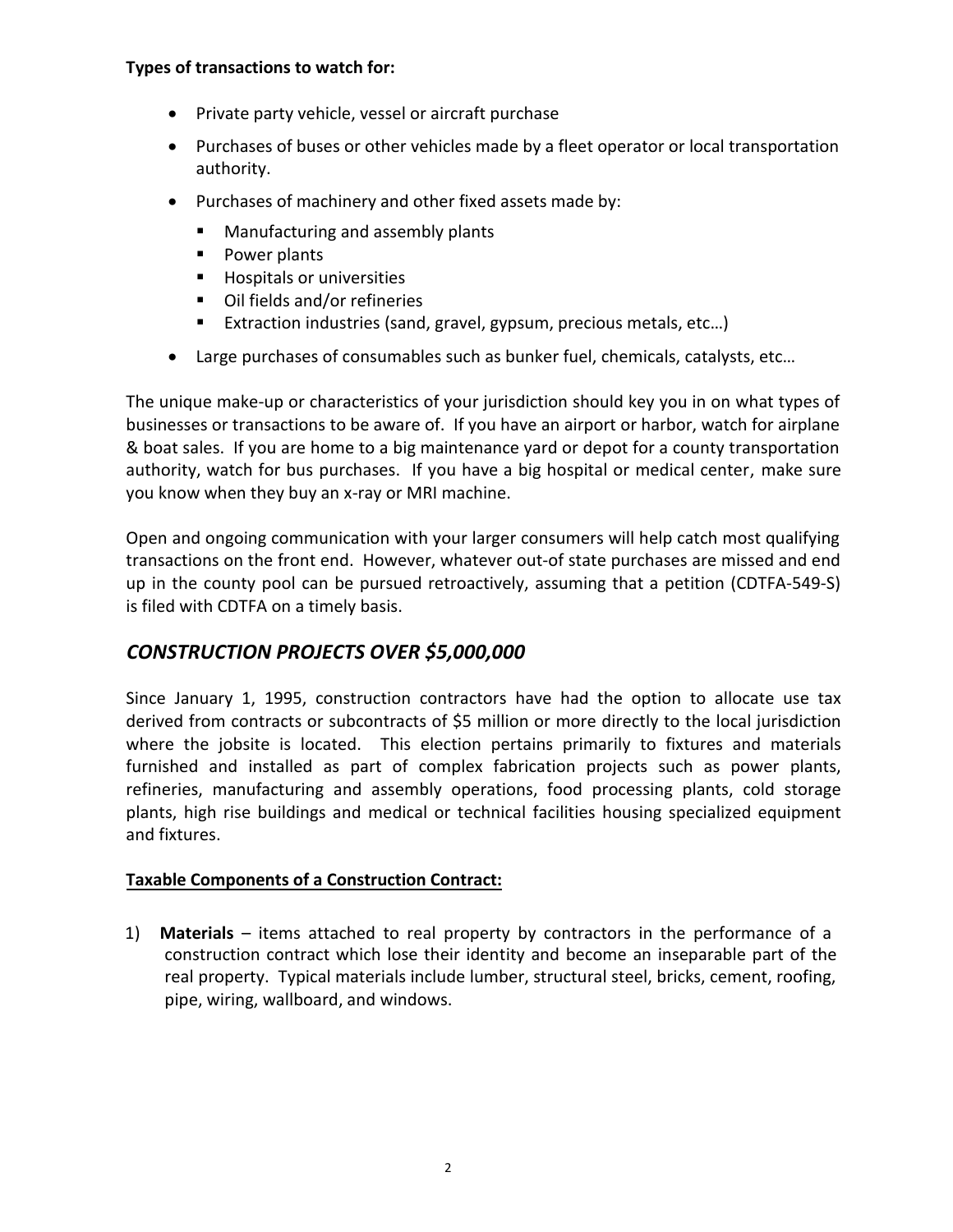**Types of transactions to watch for:**

- Private party vehicle, vessel or aircraft purchase
- Purchases of buses or other vehicles made by a fleet operator or local transportation authority.
- Purchases of machinery and other fixed assets made by:
  - Manufacturing and assembly plants
  - Power plants
  - Hospitals or universities
  - Oil fields and/or refineries
  - Extraction industries (sand, gravel, gypsum, precious metals, etc…)
- Large purchases of consumables such as bunker fuel, chemicals, catalysts, etc…

The unique make-up or characteristics of your jurisdiction should key you in on what types of businesses or transactions to be aware of. If you have an airport or harbor, watch for airplane & boat sales. If you are home to a big maintenance yard or depot for a county transportation authority, watch for bus purchases. If you have a big hospital or medical center, make sure you know when they buy an x-ray or MRI machine.

Open and ongoing communication with your larger consumers will help catch most qualifying transactions on the front end. However, whatever out-of state purchases are missed and end up in the county pool can be pursued retroactively, assuming that a petition (CDTFA-549-S) is filed with CDTFA on a timely basis.

## *CONSTRUCTION PROJECTS OVER $5,000,000*

Since January 1, 1995, construction contractors have had the option to allocate use tax derived from contracts or subcontracts of $5 million or more directly to the local jurisdiction where the jobsite is located. This election pertains primarily to fixtures and materials furnished and installed as part of complex fabrication projects such as power plants, refineries, manufacturing and assembly operations, food processing plants, cold storage plants, high rise buildings and medical or technical facilities housing specialized equipment and fixtures.

**Taxable Components of a Construction Contract:**

1) **Materials** – items attached to real property by contractors in the performance of a construction contract which lose their identity and become an inseparable part of the real property. Typical materials include lumber, structural steel, bricks, cement, roofing, pipe, wiring, wallboard, and windows.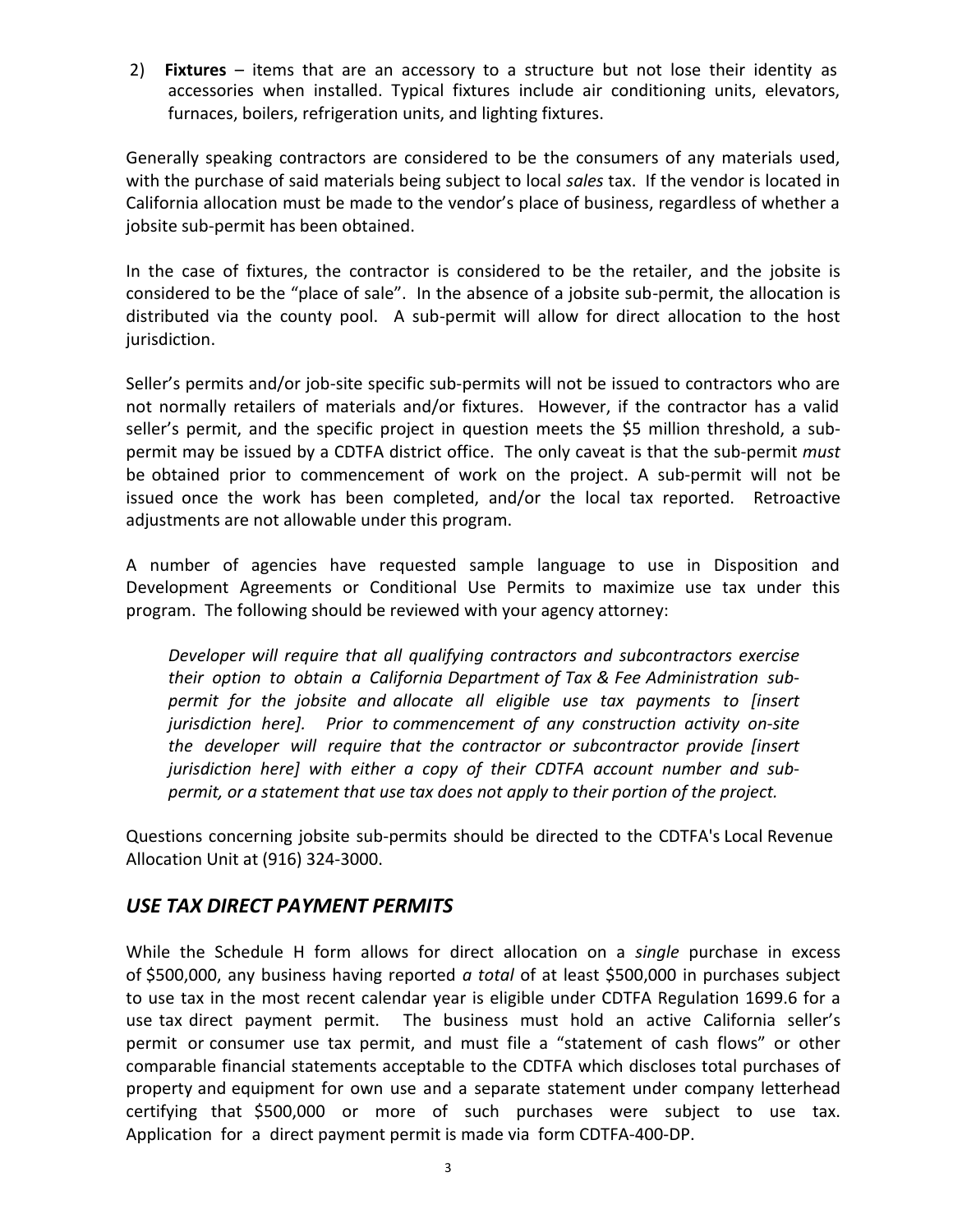2) **Fixtures** – items that are an accessory to a structure but not lose their identity as accessories when installed. Typical fixtures include air conditioning units, elevators, furnaces, boilers, refrigeration units, and lighting fixtures.

Generally speaking contractors are considered to be the consumers of any materials used, with the purchase of said materials being subject to local *sales* tax. If the vendor is located in California allocation must be made to the vendor's place of business, regardless of whether a jobsite sub-permit has been obtained.

In the case of fixtures, the contractor is considered to be the retailer, and the jobsite is considered to be the "place of sale". In the absence of a jobsite sub-permit, the allocation is distributed via the county pool. A sub-permit will allow for direct allocation to the host jurisdiction.

Seller's permits and/or job-site specific sub-permits will not be issued to contractors who are not normally retailers of materials and/or fixtures. However, if the contractor has a valid seller's permit, and the specific project in question meets the $5 million threshold, a sub-permit may be issued by a CDTFA district office. The only caveat is that the sub-permit *must* be obtained prior to commencement of work on the project. A sub-permit will not be issued once the work has been completed, and/or the local tax reported. Retroactive adjustments are not allowable under this program.

A number of agencies have requested sample language to use in Disposition and Development Agreements or Conditional Use Permits to maximize use tax under this program. The following should be reviewed with your agency attorney:

> *Developer will require that all qualifying contractors and subcontractors exercise their option to obtain a California Department of Tax & Fee Administration sub-permit for the jobsite and allocate all eligible use tax payments to [insert jurisdiction here]. Prior to commencement of any construction activity on-site the developer will require that the contractor or subcontractor provide [insert jurisdiction here] with either a copy of their CDTFA account number and sub-permit, or a statement that use tax does not apply to their portion of the project.*

Questions concerning jobsite sub-permits should be directed to the CDTFA's Local Revenue Allocation Unit at (916) 324-3000.

## *USE TAX DIRECT PAYMENT PERMITS*

While the Schedule H form allows for direct allocation on a *single* purchase in excess of $500,000, any business having reported *a total* of at least $500,000 in purchases subject to use tax in the most recent calendar year is eligible under CDTFA Regulation 1699.6 for a use tax direct payment permit. The business must hold an active California seller's permit or consumer use tax permit, and must file a "statement of cash flows" or other comparable financial statements acceptable to the CDTFA which discloses total purchases of property and equipment for own use and a separate statement under company letterhead certifying that $500,000 or more of such purchases were subject to use tax. Application for a direct payment permit is made via form CDTFA-400-DP.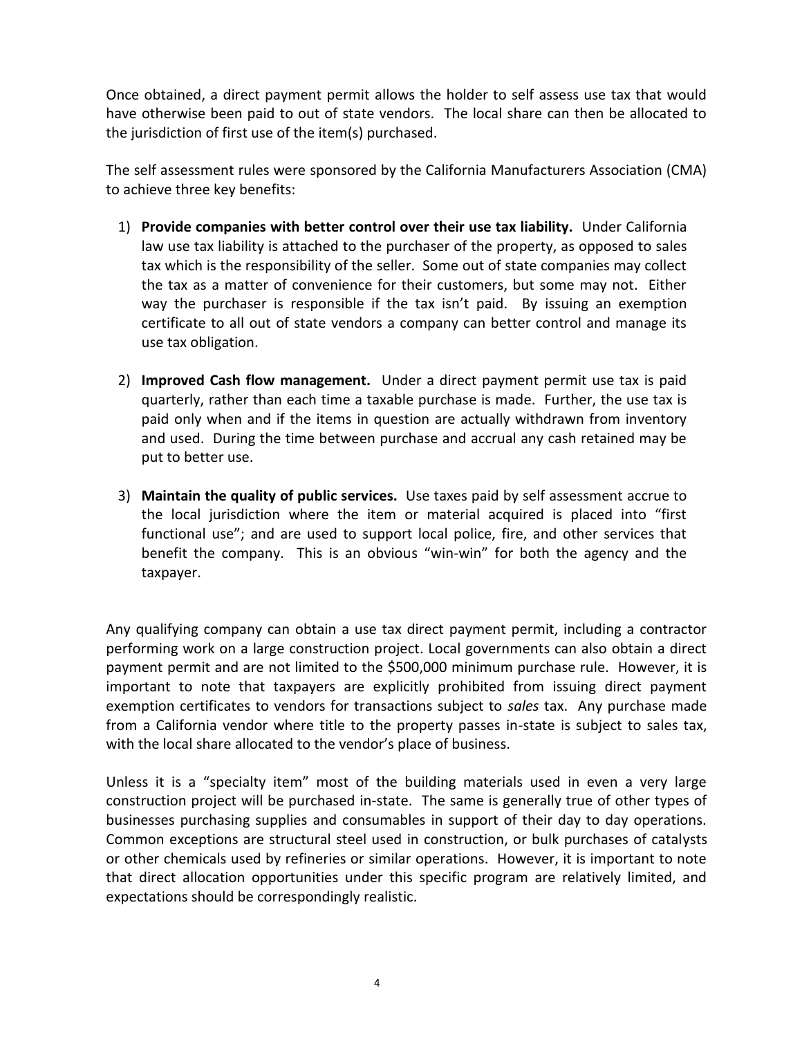Once obtained, a direct payment permit allows the holder to self assess use tax that would have otherwise been paid to out of state vendors. The local share can then be allocated to the jurisdiction of first use of the item(s) purchased.

The self assessment rules were sponsored by the California Manufacturers Association (CMA) to achieve three key benefits:

1) **Provide companies with better control over their use tax liability.** Under California law use tax liability is attached to the purchaser of the property, as opposed to sales tax which is the responsibility of the seller. Some out of state companies may collect the tax as a matter of convenience for their customers, but some may not. Either way the purchaser is responsible if the tax isn't paid. By issuing an exemption certificate to all out of state vendors a company can better control and manage its use tax obligation.

2) **Improved Cash flow management.** Under a direct payment permit use tax is paid quarterly, rather than each time a taxable purchase is made. Further, the use tax is paid only when and if the items in question are actually withdrawn from inventory and used. During the time between purchase and accrual any cash retained may be put to better use.

3) **Maintain the quality of public services.** Use taxes paid by self assessment accrue to the local jurisdiction where the item or material acquired is placed into "first functional use"; and are used to support local police, fire, and other services that benefit the company. This is an obvious "win-win" for both the agency and the taxpayer.

Any qualifying company can obtain a use tax direct payment permit, including a contractor performing work on a large construction project. Local governments can also obtain a direct payment permit and are not limited to the $500,000 minimum purchase rule. However, it is important to note that taxpayers are explicitly prohibited from issuing direct payment exemption certificates to vendors for transactions subject to *sales* tax. Any purchase made from a California vendor where title to the property passes in-state is subject to sales tax, with the local share allocated to the vendor's place of business.

Unless it is a "specialty item" most of the building materials used in even a very large construction project will be purchased in-state. The same is generally true of other types of businesses purchasing supplies and consumables in support of their day to day operations. Common exceptions are structural steel used in construction, or bulk purchases of catalysts or other chemicals used by refineries or similar operations. However, it is important to note that direct allocation opportunities under this specific program are relatively limited, and expectations should be correspondingly realistic.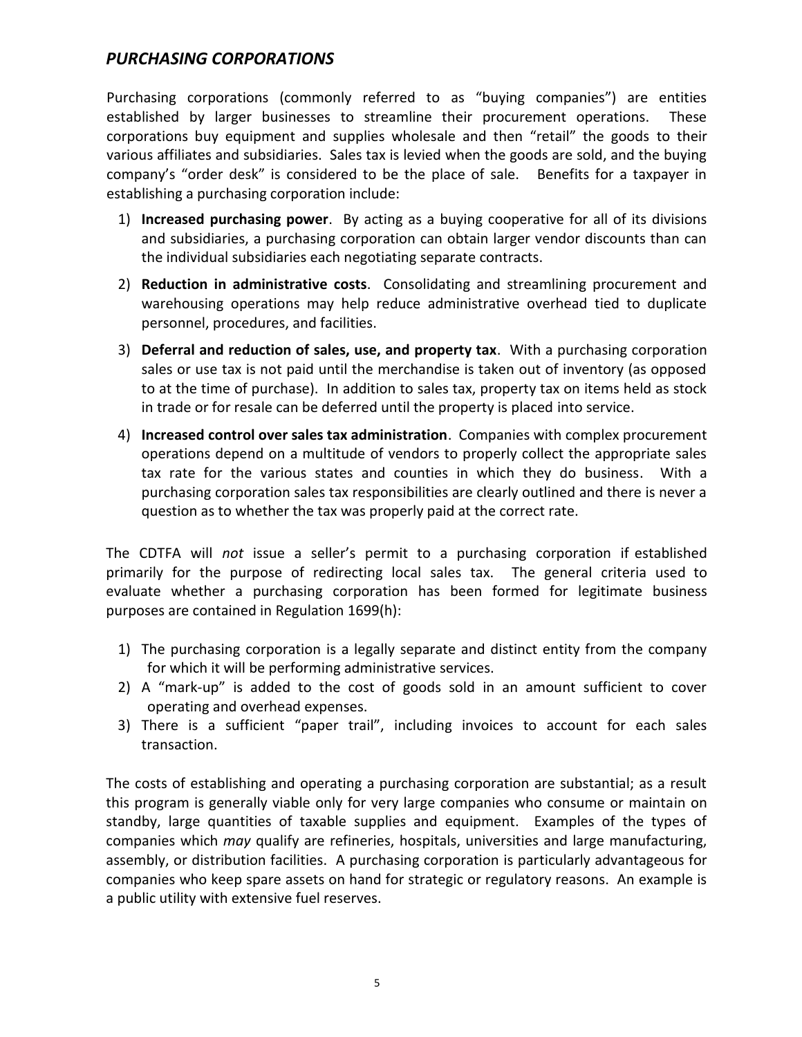## *PURCHASING CORPORATIONS*

Purchasing corporations (commonly referred to as "buying companies") are entities established by larger businesses to streamline their procurement operations. These corporations buy equipment and supplies wholesale and then "retail" the goods to their various affiliates and subsidiaries. Sales tax is levied when the goods are sold, and the buying company's "order desk" is considered to be the place of sale. Benefits for a taxpayer in establishing a purchasing corporation include:

1) **Increased purchasing power**. By acting as a buying cooperative for all of its divisions and subsidiaries, a purchasing corporation can obtain larger vendor discounts than can the individual subsidiaries each negotiating separate contracts.
2) **Reduction in administrative costs**. Consolidating and streamlining procurement and warehousing operations may help reduce administrative overhead tied to duplicate personnel, procedures, and facilities.
3) **Deferral and reduction of sales, use, and property tax**. With a purchasing corporation sales or use tax is not paid until the merchandise is taken out of inventory (as opposed to at the time of purchase). In addition to sales tax, property tax on items held as stock in trade or for resale can be deferred until the property is placed into service.
4) **Increased control over sales tax administration**. Companies with complex procurement operations depend on a multitude of vendors to properly collect the appropriate sales tax rate for the various states and counties in which they do business. With a purchasing corporation sales tax responsibilities are clearly outlined and there is never a question as to whether the tax was properly paid at the correct rate.

The CDTFA will *not* issue a seller's permit to a purchasing corporation if established primarily for the purpose of redirecting local sales tax. The general criteria used to evaluate whether a purchasing corporation has been formed for legitimate business purposes are contained in Regulation 1699(h):

1) The purchasing corporation is a legally separate and distinct entity from the company for which it will be performing administrative services.
2) A "mark-up" is added to the cost of goods sold in an amount sufficient to cover operating and overhead expenses.
3) There is a sufficient "paper trail", including invoices to account for each sales transaction.

The costs of establishing and operating a purchasing corporation are substantial; as a result this program is generally viable only for very large companies who consume or maintain on standby, large quantities of taxable supplies and equipment. Examples of the types of companies which *may* qualify are refineries, hospitals, universities and large manufacturing, assembly, or distribution facilities. A purchasing corporation is particularly advantageous for companies who keep spare assets on hand for strategic or regulatory reasons. An example is a public utility with extensive fuel reserves.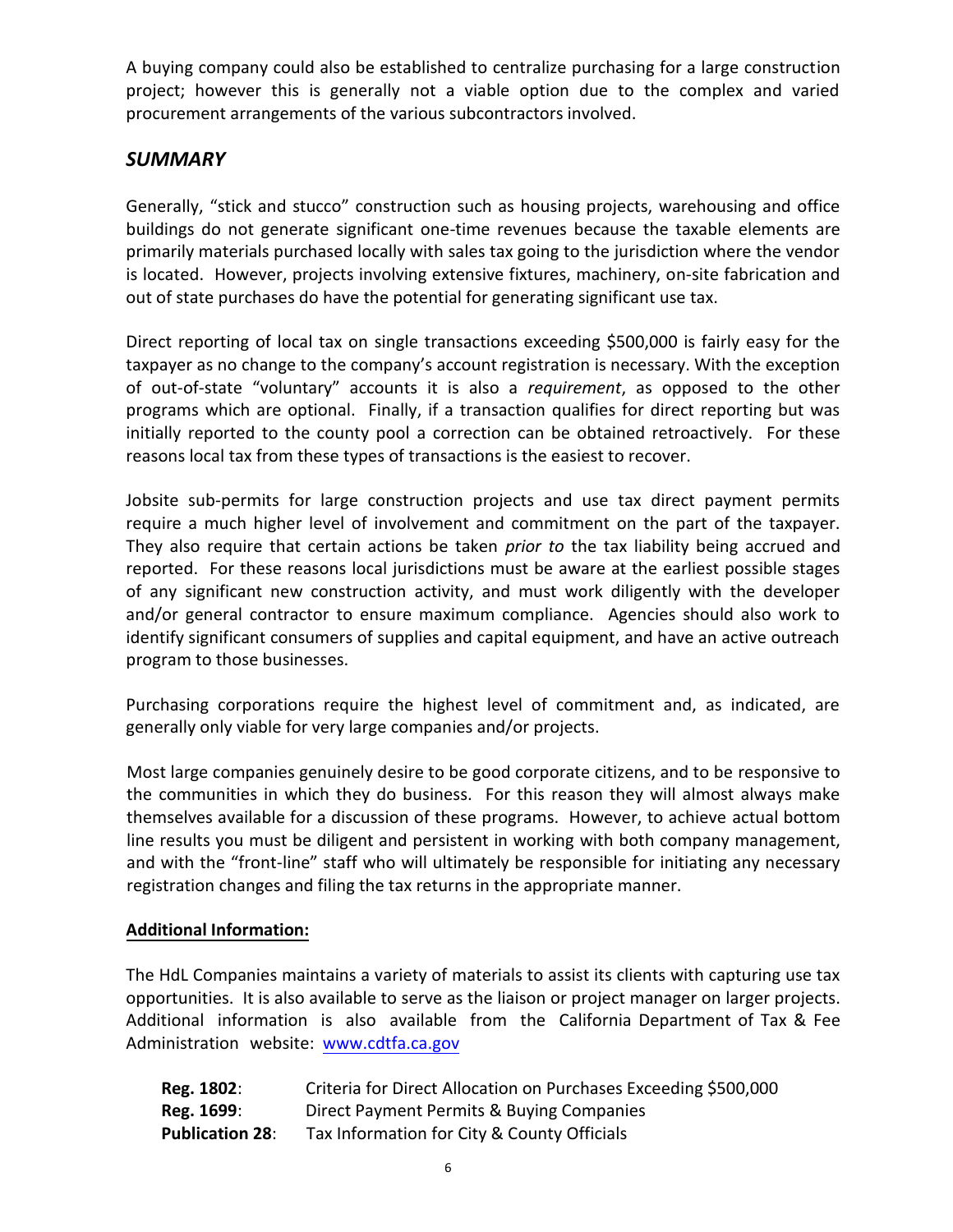A buying company could also be established to centralize purchasing for a large construction project; however this is generally not a viable option due to the complex and varied procurement arrangements of the various subcontractors involved.

## *SUMMARY*

Generally, "stick and stucco" construction such as housing projects, warehousing and office buildings do not generate significant one-time revenues because the taxable elements are primarily materials purchased locally with sales tax going to the jurisdiction where the vendor is located. However, projects involving extensive fixtures, machinery, on-site fabrication and out of state purchases do have the potential for generating significant use tax.

Direct reporting of local tax on single transactions exceeding $500,000 is fairly easy for the taxpayer as no change to the company's account registration is necessary. With the exception of out-of-state "voluntary" accounts it is also a *requirement*, as opposed to the other programs which are optional. Finally, if a transaction qualifies for direct reporting but was initially reported to the county pool a correction can be obtained retroactively. For these reasons local tax from these types of transactions is the easiest to recover.

Jobsite sub-permits for large construction projects and use tax direct payment permits require a much higher level of involvement and commitment on the part of the taxpayer. They also require that certain actions be taken *prior to* the tax liability being accrued and reported. For these reasons local jurisdictions must be aware at the earliest possible stages of any significant new construction activity, and must work diligently with the developer and/or general contractor to ensure maximum compliance. Agencies should also work to identify significant consumers of supplies and capital equipment, and have an active outreach program to those businesses.

Purchasing corporations require the highest level of commitment and, as indicated, are generally only viable for very large companies and/or projects.

Most large companies genuinely desire to be good corporate citizens, and to be responsive to the communities in which they do business. For this reason they will almost always make themselves available for a discussion of these programs. However, to achieve actual bottom line results you must be diligent and persistent in working with both company management, and with the "front-line" staff who will ultimately be responsible for initiating any necessary registration changes and filing the tax returns in the appropriate manner.

**Additional Information:**

The HdL Companies maintains a variety of materials to assist its clients with capturing use tax opportunities. It is also available to serve as the liaison or project manager on larger projects. Additional information is also available from the California Department of Tax & Fee Administration website: www.cdtfa.ca.gov

| | |
|---|---|
| **Reg. 1802**: | Criteria for Direct Allocation on Purchases Exceeding $500,000 |
| **Reg. 1699**: | Direct Payment Permits & Buying Companies |
| **Publication 28**: | Tax Information for City & County Officials |